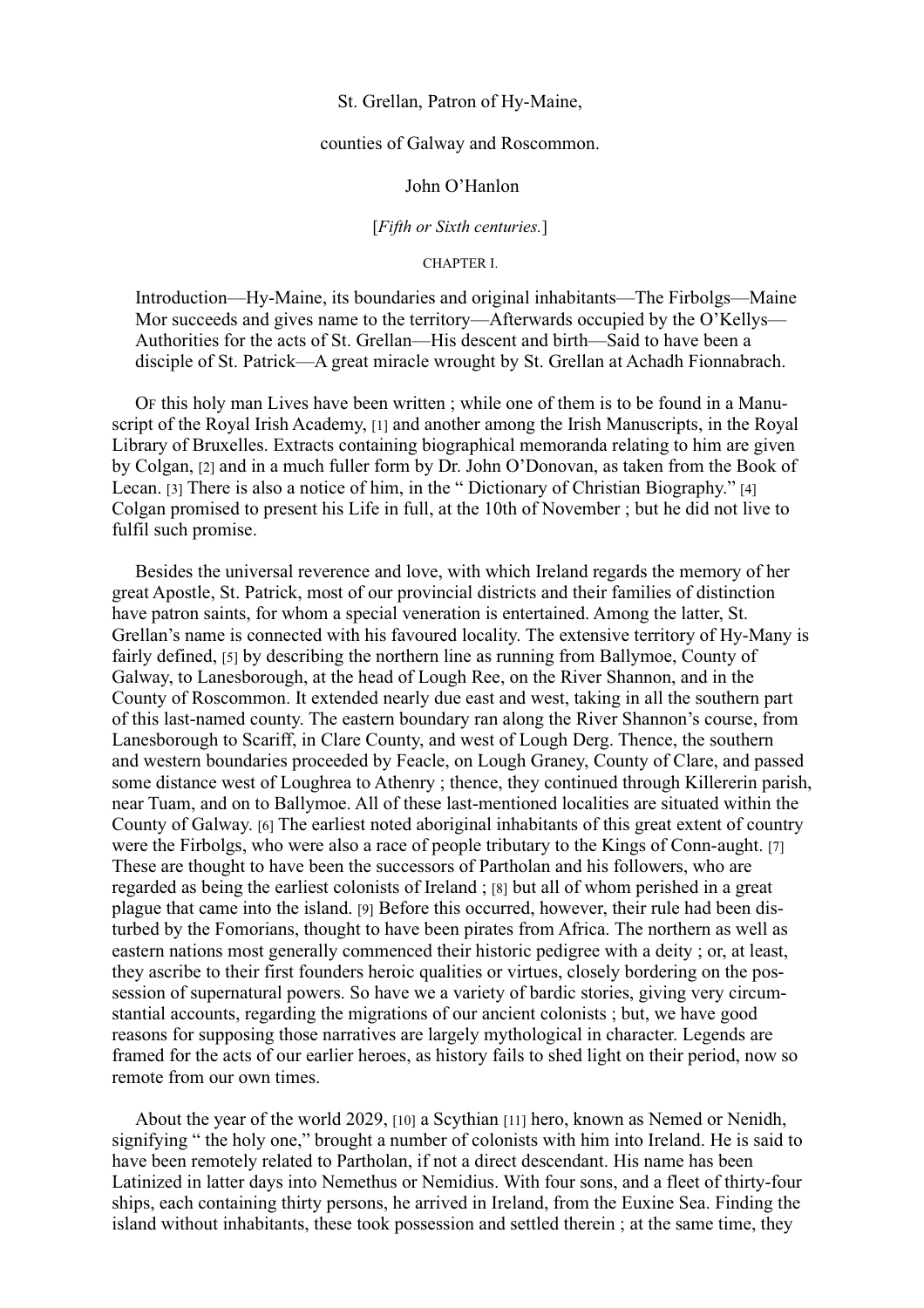St. Grellan, Patron of Hy-Maine,

counties of Galway and Roscommon.

John O'Hanlon

[*Fifth or Sixth centuries.*]

CHAPTER I.

Introduction—Hy-Maine, its boundaries and original inhabitants—The Firbolgs—Maine Mor succeeds and gives name to the territory—Afterwards occupied by the O'Kellys—Authorities for the acts of St. Grellan—His descent and birth—Said to have been a disciple of St. Patrick—A great miracle wrought by St. Grellan at Achadh Fionnabrach.

Of this holy man Lives have been written ; while one of them is to be found in a Manuscript of the Royal Irish Academy, [1] and another among the Irish Manuscripts, in the Royal Library of Bruxelles. Extracts containing biographical memoranda relating to him are given by Colgan, [2] and in a much fuller form by Dr. John O'Donovan, as taken from the Book of Lecan. [3] There is also a notice of him, in the " Dictionary of Christian Biography." [4] Colgan promised to present his Life in full, at the 10th of November ; but he did not live to fulfil such promise.

Besides the universal reverence and love, with which Ireland regards the memory of her great Apostle, St. Patrick, most of our provincial districts and their families of distinction have patron saints, for whom a special veneration is entertained. Among the latter, St. Grellan's name is connected with his favoured locality. The extensive territory of Hy-Many is fairly defined, [5] by describing the northern line as running from Ballymoe, County of Galway, to Lanesborough, at the head of Lough Ree, on the River Shannon, and in the County of Roscommon. It extended nearly due east and west, taking in all the southern part of this last-named county. The eastern boundary ran along the River Shannon's course, from Lanesborough to Scariff, in Clare County, and west of Lough Derg. Thence, the southern and western boundaries proceeded by Feacle, on Lough Graney, County of Clare, and passed some distance west of Loughrea to Athenry ; thence, they continued through Killererin parish, near Tuam, and on to Ballymoe. All of these last-mentioned localities are situated within the County of Galway. [6] The earliest noted aboriginal inhabitants of this great extent of country were the Firbolgs, who were also a race of people tributary to the Kings of Conn-aught. [7] These are thought to have been the successors of Partholan and his followers, who are regarded as being the earliest colonists of Ireland ; [8] but all of whom perished in a great plague that came into the island. [9] Before this occurred, however, their rule had been disturbed by the Fomorians, thought to have been pirates from Africa. The northern as well as eastern nations most generally commenced their historic pedigree with a deity ; or, at least, they ascribe to their first founders heroic qualities or virtues, closely bordering on the possession of supernatural powers. So have we a variety of bardic stories, giving very circumstantial accounts, regarding the migrations of our ancient colonists ; but, we have good reasons for supposing those narratives are largely mythological in character. Legends are framed for the acts of our earlier heroes, as history fails to shed light on their period, now so remote from our own times.

About the year of the world 2029, [10] a Scythian [11] hero, known as Nemed or Nenidh, signifying " the holy one," brought a number of colonists with him into Ireland. He is said to have been remotely related to Partholan, if not a direct descendant. His name has been Latinized in latter days into Nemethus or Nemidius. With four sons, and a fleet of thirty-four ships, each containing thirty persons, he arrived in Ireland, from the Euxine Sea. Finding the island without inhabitants, these took possession and settled therein ; at the same time, they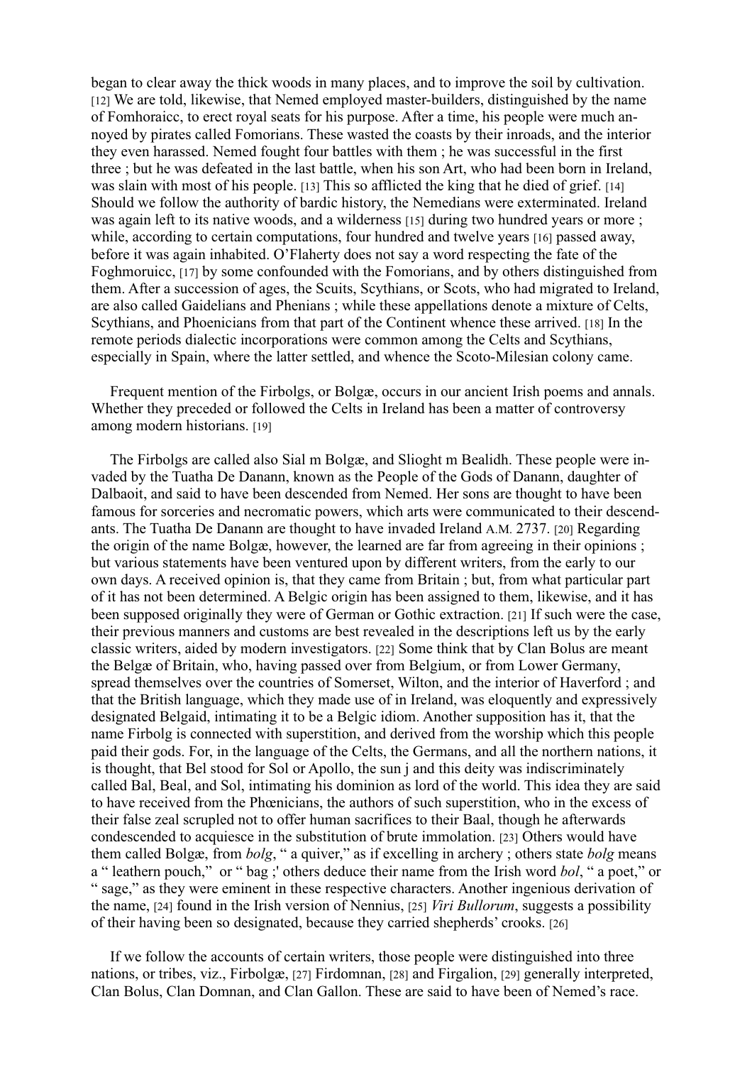began to clear away the thick woods in many places, and to improve the soil by cultivation. [12] We are told, likewise, that Nemed employed master-builders, distinguished by the name of Fomhoraicc, to erect royal seats for his purpose. After a time, his people were much annoyed by pirates called Fomorians. These wasted the coasts by their inroads, and the interior they even harassed. Nemed fought four battles with them ; he was successful in the first three ; but he was defeated in the last battle, when his son Art, who had been born in Ireland, was slain with most of his people. [13] This so afflicted the king that he died of grief. [14] Should we follow the authority of bardic history, the Nemedians were exterminated. Ireland was again left to its native woods, and a wilderness [15] during two hundred years or more ; while, according to certain computations, four hundred and twelve years [16] passed away, before it was again inhabited. O'Flaherty does not say a word respecting the fate of the Foghmoruicc, [17] by some confounded with the Fomorians, and by others distinguished from them. After a succession of ages, the Scuits, Scythians, or Scots, who had migrated to Ireland, are also called Gaidelians and Phenians ; while these appellations denote a mixture of Celts, Scythians, and Phoenicians from that part of the Continent whence these arrived. [18] In the remote periods dialectic incorporations were common among the Celts and Scythians, especially in Spain, where the latter settled, and whence the Scoto-Milesian colony came.

Frequent mention of the Firbolgs, or Bolgæ, occurs in our ancient Irish poems and annals. Whether they preceded or followed the Celts in Ireland has been a matter of controversy among modern historians. [19]

The Firbolgs are called also Sial m Bolgæ, and Slioght m Bealidh. These people were invaded by the Tuatha De Danann, known as the People of the Gods of Danann, daughter of Dalbaoit, and said to have been descended from Nemed. Her sons are thought to have been famous for sorceries and necromatic powers, which arts were communicated to their descendants. The Tuatha De Danann are thought to have invaded Ireland A.M. 2737. [20] Regarding the origin of the name Bolgæ, however, the learned are far from agreeing in their opinions ; but various statements have been ventured upon by different writers, from the early to our own days. A received opinion is, that they came from Britain ; but, from what particular part of it has not been determined. A Belgic origin has been assigned to them, likewise, and it has been supposed originally they were of German or Gothic extraction. [21] If such were the case, their previous manners and customs are best revealed in the descriptions left us by the early classic writers, aided by modern investigators. [22] Some think that by Clan Bolus are meant the Belgæ of Britain, who, having passed over from Belgium, or from Lower Germany, spread themselves over the countries of Somerset, Wilton, and the interior of Haverford ; and that the British language, which they made use of in Ireland, was eloquently and expressively designated Belgaid, intimating it to be a Belgic idiom. Another supposition has it, that the name Firbolg is connected with superstition, and derived from the worship which this people paid their gods. For, in the language of the Celts, the Germans, and all the northern nations, it is thought, that Bel stood for Sol or Apollo, the sun j and this deity was indiscriminately called Bal, Beal, and Sol, intimating his dominion as lord of the world. This idea they are said to have received from the Phœnicians, the authors of such superstition, who in the excess of their false zeal scrupled not to offer human sacrifices to their Baal, though he afterwards condescended to acquiesce in the substitution of brute immolation. [23] Others would have them called Bolgæ, from *bolg*, " a quiver," as if excelling in archery ; others state *bolg* means a " leathern pouch," or " bag ;' others deduce their name from the Irish word *bol*, " a poet," or " sage," as they were eminent in these respective characters. Another ingenious derivation of the name, [24] found in the Irish version of Nennius, [25] *Viri Bullorum*, suggests a possibility of their having been so designated, because they carried shepherds' crooks. [26]

If we follow the accounts of certain writers, those people were distinguished into three nations, or tribes, viz., Firbolgæ, [27] Firdomnan, [28] and Firgalion, [29] generally interpreted, Clan Bolus, Clan Domnan, and Clan Gallon. These are said to have been of Nemed's race.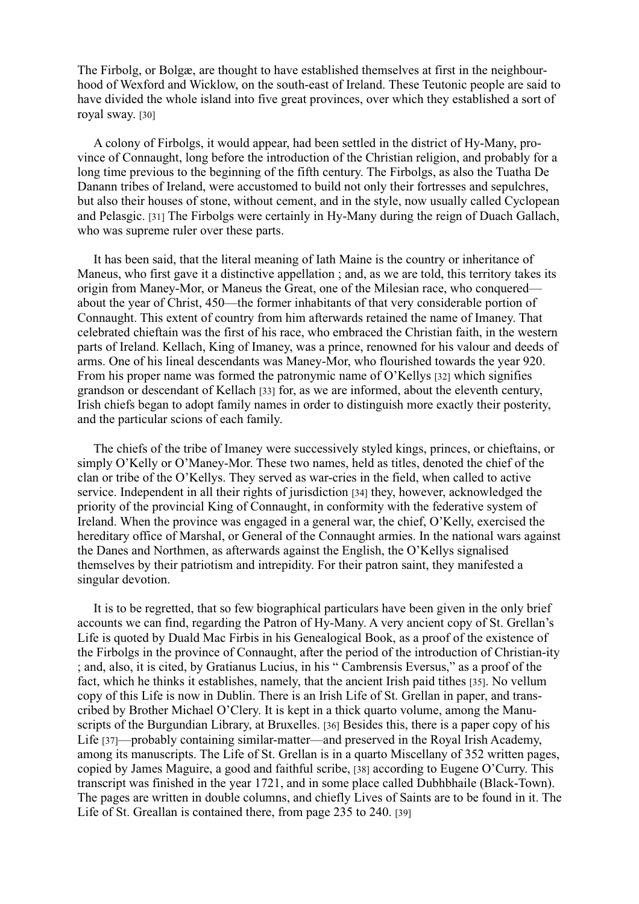The Firbolg, or Bolgæ, are thought to have established themselves at first in the neighbourhood of Wexford and Wicklow, on the south-east of Ireland. These Teutonic people are said to have divided the whole island into five great provinces, over which they established a sort of royal sway. [30]

A colony of Firbolgs, it would appear, had been settled in the district of Hy-Many, province of Connaught, long before the introduction of the Christian religion, and probably for a long time previous to the beginning of the fifth century. The Firbolgs, as also the Tuatha De Danann tribes of Ireland, were accustomed to build not only their fortresses and sepulchres, but also their houses of stone, without cement, and in the style, now usually called Cyclopean and Pelasgic. [31] The Firbolgs were certainly in Hy-Many during the reign of Duach Gallach, who was supreme ruler over these parts.

It has been said, that the literal meaning of Iath Maine is the country or inheritance of Maneus, who first gave it a distinctive appellation ; and, as we are told, this territory takes its origin from Maney-Mor, or Maneus the Great, one of the Milesian race, who conquered—about the year of Christ, 450—the former inhabitants of that very considerable portion of Connaught. This extent of country from him afterwards retained the name of Imaney. That celebrated chieftain was the first of his race, who embraced the Christian faith, in the western parts of Ireland. Kellach, King of Imaney, was a prince, renowned for his valour and deeds of arms. One of his lineal descendants was Maney-Mor, who flourished towards the year 920. From his proper name was formed the patronymic name of O'Kellys [32] which signifies grandson or descendant of Kellach [33] for, as we are informed, about the eleventh century, Irish chiefs began to adopt family names in order to distinguish more exactly their posterity, and the particular scions of each family.

The chiefs of the tribe of Imaney were successively styled kings, princes, or chieftains, or simply O'Kelly or O'Maney-Mor. These two names, held as titles, denoted the chief of the clan or tribe of the O'Kellys. They served as war-cries in the field, when called to active service. Independent in all their rights of jurisdiction [34] they, however, acknowledged the priority of the provincial King of Connaught, in conformity with the federative system of Ireland. When the province was engaged in a general war, the chief, O'Kelly, exercised the hereditary office of Marshal, or General of the Connaught armies. In the national wars against the Danes and Northmen, as afterwards against the English, the O'Kellys signalised themselves by their patriotism and intrepidity. For their patron saint, they manifested a singular devotion.

It is to be regretted, that so few biographical particulars have been given in the only brief accounts we can find, regarding the Patron of Hy-Many. A very ancient copy of St. Grellan's Life is quoted by Duald Mac Firbis in his Genealogical Book, as a proof of the existence of the Firbolgs in the province of Connaught, after the period of the introduction of Christianity ; and, also, it is cited, by Gratianus Lucius, in his " Cambrensis Eversus," as a proof of the fact, which he thinks it establishes, namely, that the ancient Irish paid tithes [35]. No vellum copy of this Life is now in Dublin. There is an Irish Life of St. Grellan in paper, and transcribed by Brother Michael O'Clery. It is kept in a thick quarto volume, among the Manuscripts of the Burgundian Library, at Bruxelles. [36] Besides this, there is a paper copy of his Life [37]—probably containing similar-matter—and preserved in the Royal Irish Academy, among its manuscripts. The Life of St. Grellan is in a quarto Miscellany of 352 written pages, copied by James Maguire, a good and faithful scribe, [38] according to Eugene O'Curry. This transcript was finished in the year 1721, and in some place called Dubhbhaile (Black-Town). The pages are written in double columns, and chiefly Lives of Saints are to be found in it. The Life of St. Greallan is contained there, from page 235 to 240. [39]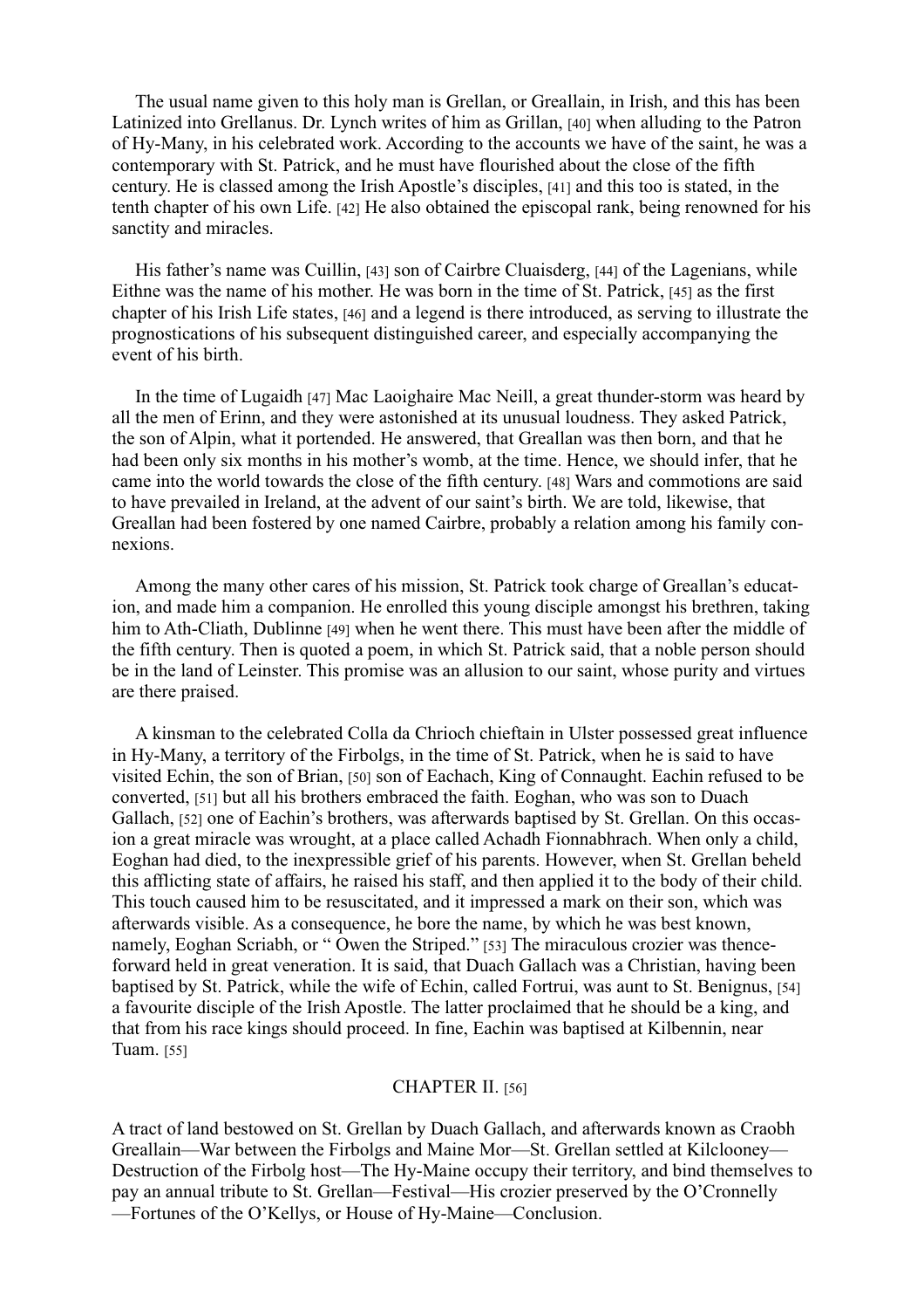The usual name given to this holy man is Grellan, or Greallain, in Irish, and this has been Latinized into Grellanus. Dr. Lynch writes of him as Grillan, [40] when alluding to the Patron of Hy-Many, in his celebrated work. According to the accounts we have of the saint, he was a contemporary with St. Patrick, and he must have flourished about the close of the fifth century. He is classed among the Irish Apostle's disciples, [41] and this too is stated, in the tenth chapter of his own Life. [42] He also obtained the episcopal rank, being renowned for his sanctity and miracles.

His father's name was Cuillin, [43] son of Cairbre Cluaisderg, [44] of the Lagenians, while Eithne was the name of his mother. He was born in the time of St. Patrick, [45] as the first chapter of his Irish Life states, [46] and a legend is there introduced, as serving to illustrate the prognostications of his subsequent distinguished career, and especially accompanying the event of his birth.

In the time of Lugaidh [47] Mac Laoighaire Mac Neill, a great thunder-storm was heard by all the men of Erinn, and they were astonished at its unusual loudness. They asked Patrick, the son of Alpin, what it portended. He answered, that Greallan was then born, and that he had been only six months in his mother's womb, at the time. Hence, we should infer, that he came into the world towards the close of the fifth century. [48] Wars and commotions are said to have prevailed in Ireland, at the advent of our saint's birth. We are told, likewise, that Greallan had been fostered by one named Cairbre, probably a relation among his family connexions.

Among the many other cares of his mission, St. Patrick took charge of Greallan's education, and made him a companion. He enrolled this young disciple amongst his brethren, taking him to Ath-Cliath, Dublinne [49] when he went there. This must have been after the middle of the fifth century. Then is quoted a poem, in which St. Patrick said, that a noble person should be in the land of Leinster. This promise was an allusion to our saint, whose purity and virtues are there praised.

A kinsman to the celebrated Colla da Chrioch chieftain in Ulster possessed great influence in Hy-Many, a territory of the Firbolgs, in the time of St. Patrick, when he is said to have visited Echin, the son of Brian, [50] son of Eachach, King of Connaught. Eachin refused to be converted, [51] but all his brothers embraced the faith. Eoghan, who was son to Duach Gallach, [52] one of Eachin's brothers, was afterwards baptised by St. Grellan. On this occasion a great miracle was wrought, at a place called Achadh Fionnabhrach. When only a child, Eoghan had died, to the inexpressible grief of his parents. However, when St. Grellan beheld this afflicting state of affairs, he raised his staff, and then applied it to the body of their child. This touch caused him to be resuscitated, and it impressed a mark on their son, which was afterwards visible. As a consequence, he bore the name, by which he was best known, namely, Eoghan Scriabh, or " Owen the Striped." [53] The miraculous crozier was thenceforward held in great veneration. It is said, that Duach Gallach was a Christian, having been baptised by St. Patrick, while the wife of Echin, called Fortrui, was aunt to St. Benignus, [54] a favourite disciple of the Irish Apostle. The latter proclaimed that he should be a king, and that from his race kings should proceed. In fine, Eachin was baptised at Kilbennin, near Tuam. [55]

## CHAPTER II. [56]

A tract of land bestowed on St. Grellan by Duach Gallach, and afterwards known as Craobh Greallain—War between the Firbolgs and Maine Mor—St. Grellan settled at Kilclooney—Destruction of the Firbolg host—The Hy-Maine occupy their territory, and bind themselves to pay an annual tribute to St. Grellan—Festival—His crozier preserved by the O'Cronnelly—Fortunes of the O'Kellys, or House of Hy-Maine—Conclusion.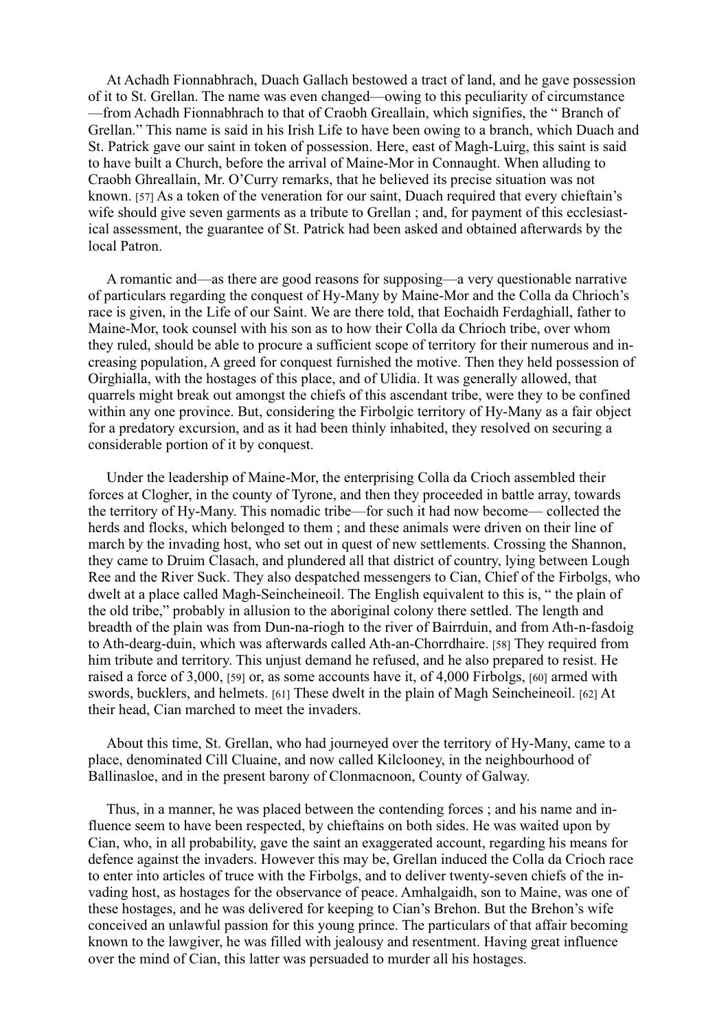At Achadh Fionnabhrach, Duach Gallach bestowed a tract of land, and he gave possession of it to St. Grellan. The name was even changed—owing to this peculiarity of circumstance—from Achadh Fionnabhrach to that of Craobh Greallain, which signifies, the " Branch of Grellan." This name is said in his Irish Life to have been owing to a branch, which Duach and St. Patrick gave our saint in token of possession. Here, east of Magh-Luirg, this saint is said to have built a Church, before the arrival of Maine-Mor in Connaught. When alluding to Craobh Ghreallain, Mr. O'Curry remarks, that he believed its precise situation was not known. [57] As a token of the veneration for our saint, Duach required that every chieftain's wife should give seven garments as a tribute to Grellan ; and, for payment of this ecclesiastical assessment, the guarantee of St. Patrick had been asked and obtained afterwards by the local Patron.

A romantic and—as there are good reasons for supposing—a very questionable narrative of particulars regarding the conquest of Hy-Many by Maine-Mor and the Colla da Chrioch's race is given, in the Life of our Saint. We are there told, that Eochaidh Ferdaghiall, father to Maine-Mor, took counsel with his son as to how their Colla da Chrioch tribe, over whom they ruled, should be able to procure a sufficient scope of territory for their numerous and increasing population, A greed for conquest furnished the motive. Then they held possession of Oirghialla, with the hostages of this place, and of Ulidia. It was generally allowed, that quarrels might break out amongst the chiefs of this ascendant tribe, were they to be confined within any one province. But, considering the Firbolgic territory of Hy-Many as a fair object for a predatory excursion, and as it had been thinly inhabited, they resolved on securing a considerable portion of it by conquest.

Under the leadership of Maine-Mor, the enterprising Colla da Crioch assembled their forces at Clogher, in the county of Tyrone, and then they proceeded in battle array, towards the territory of Hy-Many. This nomadic tribe—for such it had now become— collected the herds and flocks, which belonged to them ; and these animals were driven on their line of march by the invading host, who set out in quest of new settlements. Crossing the Shannon, they came to Druim Clasach, and plundered all that district of country, lying between Lough Ree and the River Suck. They also despatched messengers to Cian, Chief of the Firbolgs, who dwelt at a place called Magh-Seincheineoil. The English equivalent to this is, " the plain of the old tribe," probably in allusion to the aboriginal colony there settled. The length and breadth of the plain was from Dun-na-riogh to the river of Bairrduin, and from Ath-n-fasdoig to Ath-dearg-duin, which was afterwards called Ath-an-Chorrdhaire. [58] They required from him tribute and territory. This unjust demand he refused, and he also prepared to resist. He raised a force of 3,000, [59] or, as some accounts have it, of 4,000 Firbolgs, [60] armed with swords, bucklers, and helmets. [61] These dwelt in the plain of Magh Seincheineoil. [62] At their head, Cian marched to meet the invaders.

About this time, St. Grellan, who had journeyed over the territory of Hy-Many, came to a place, denominated Cill Cluaine, and now called Kilclooney, in the neighbourhood of Ballinasloe, and in the present barony of Clonmacnoon, County of Galway.

Thus, in a manner, he was placed between the contending forces ; and his name and influence seem to have been respected, by chieftains on both sides. He was waited upon by Cian, who, in all probability, gave the saint an exaggerated account, regarding his means for defence against the invaders. However this may be, Grellan induced the Colla da Crioch race to enter into articles of truce with the Firbolgs, and to deliver twenty-seven chiefs of the invading host, as hostages for the observance of peace. Amhalgaidh, son to Maine, was one of these hostages, and he was delivered for keeping to Cian's Brehon. But the Brehon's wife conceived an unlawful passion for this young prince. The particulars of that affair becoming known to the lawgiver, he was filled with jealousy and resentment. Having great influence over the mind of Cian, this latter was persuaded to murder all his hostages.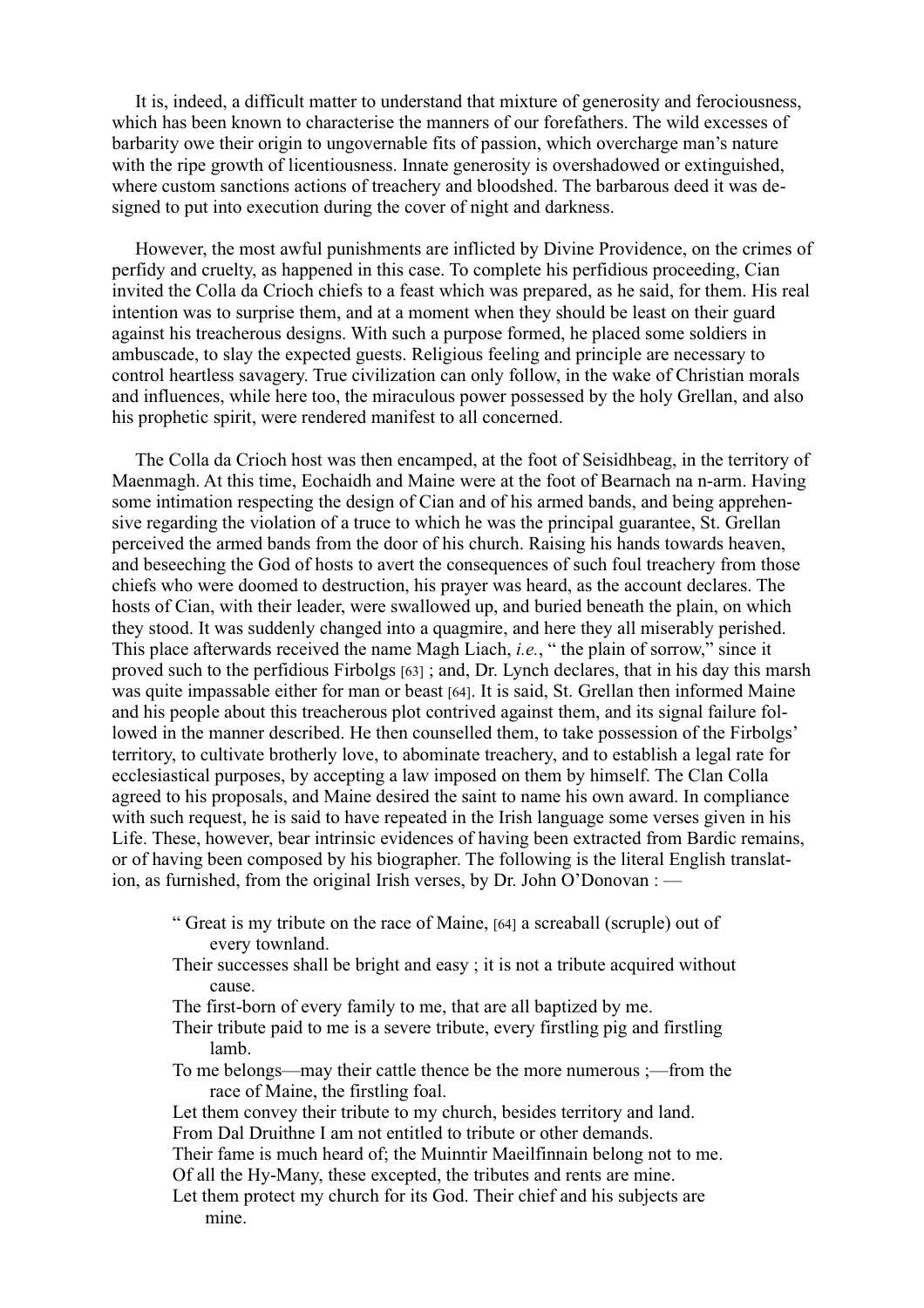It is, indeed, a difficult matter to understand that mixture of generosity and ferociousness, which has been known to characterise the manners of our forefathers. The wild excesses of barbarity owe their origin to ungovernable fits of passion, which overcharge man's nature with the ripe growth of licentiousness. Innate generosity is overshadowed or extinguished, where custom sanctions actions of treachery and bloodshed. The barbarous deed it was designed to put into execution during the cover of night and darkness.

However, the most awful punishments are inflicted by Divine Providence, on the crimes of perfidy and cruelty, as happened in this case. To complete his perfidious proceeding, Cian invited the Colla da Crioch chiefs to a feast which was prepared, as he said, for them. His real intention was to surprise them, and at a moment when they should be least on their guard against his treacherous designs. With such a purpose formed, he placed some soldiers in ambuscade, to slay the expected guests. Religious feeling and principle are necessary to control heartless savagery. True civilization can only follow, in the wake of Christian morals and influences, while here too, the miraculous power possessed by the holy Grellan, and also his prophetic spirit, were rendered manifest to all concerned.

The Colla da Crioch host was then encamped, at the foot of Seisidhbeag, in the territory of Maenmagh. At this time, Eochaidh and Maine were at the foot of Bearnach na n-arm. Having some intimation respecting the design of Cian and of his armed bands, and being apprehensive regarding the violation of a truce to which he was the principal guarantee, St. Grellan perceived the armed bands from the door of his church. Raising his hands towards heaven, and beseeching the God of hosts to avert the consequences of such foul treachery from those chiefs who were doomed to destruction, his prayer was heard, as the account declares. The hosts of Cian, with their leader, were swallowed up, and buried beneath the plain, on which they stood. It was suddenly changed into a quagmire, and here they all miserably perished. This place afterwards received the name Magh Liach, *i.e.*, " the plain of sorrow," since it proved such to the perfidious Firbolgs [63] ; and, Dr. Lynch declares, that in his day this marsh was quite impassable either for man or beast [64]. It is said, St. Grellan then informed Maine and his people about this treacherous plot contrived against them, and its signal failure followed in the manner described. He then counselled them, to take possession of the Firbolgs' territory, to cultivate brotherly love, to abominate treachery, and to establish a legal rate for ecclesiastical purposes, by accepting a law imposed on them by himself. The Clan Colla agreed to his proposals, and Maine desired the saint to name his own award. In compliance with such request, he is said to have repeated in the Irish language some verses given in his Life. These, however, bear intrinsic evidences of having been extracted from Bardic remains, or of having been composed by his biographer. The following is the literal English translation, as furnished, from the original Irish verses, by Dr. John O'Donovan : —

> " Great is my tribute on the race of Maine, [64] a screaball (scruple) out of every townland.
> Their successes shall be bright and easy ; it is not a tribute acquired without cause.
> The first-born of every family to me, that are all baptized by me.
> Their tribute paid to me is a severe tribute, every firstling pig and firstling lamb.
> To me belongs—may their cattle thence be the more numerous ;—from the race of Maine, the firstling foal.
> Let them convey their tribute to my church, besides territory and land.
> From Dal Druithne I am not entitled to tribute or other demands.
> Their fame is much heard of; the Muinntir Maeilfinnain belong not to me.
> Of all the Hy-Many, these excepted, the tributes and rents are mine.
> Let them protect my church for its God. Their chief and his subjects are mine.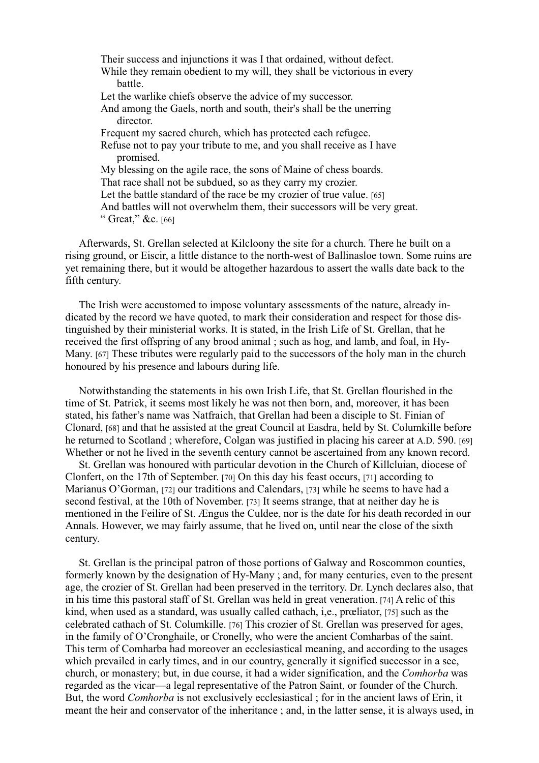Their success and injunctions it was I that ordained, without defect.
While they remain obedient to my will, they shall be victorious in every battle.
Let the warlike chiefs observe the advice of my successor.
And among the Gaels, north and south, their's shall be the unerring director.
Frequent my sacred church, which has protected each refugee.
Refuse not to pay your tribute to me, and you shall receive as I have promised.
My blessing on the agile race, the sons of Maine of chess boards.
That race shall not be subdued, so as they carry my crozier.
Let the battle standard of the race be my crozier of true value. [65]
And battles will not overwhelm them, their successors will be very great.
" Great," &c. [66]

Afterwards, St. Grellan selected at Kilcloony the site for a church. There he built on a rising ground, or Eiscir, a little distance to the north-west of Ballinasloe town. Some ruins are yet remaining there, but it would be altogether hazardous to assert the walls date back to the fifth century.

The Irish were accustomed to impose voluntary assessments of the nature, already indicated by the record we have quoted, to mark their consideration and respect for those distinguished by their ministerial works. It is stated, in the Irish Life of St. Grellan, that he received the first offspring of any brood animal ; such as hog, and lamb, and foal, in Hy-Many. [67] These tributes were regularly paid to the successors of the holy man in the church honoured by his presence and labours during life.

Notwithstanding the statements in his own Irish Life, that St. Grellan flourished in the time of St. Patrick, it seems most likely he was not then born, and, moreover, it has been stated, his father's name was Natfraich, that Grellan had been a disciple to St. Finian of Clonard, [68] and that he assisted at the great Council at Easdra, held by St. Columkille before he returned to Scotland ; wherefore, Colgan was justified in placing his career at A.D. 590. [69] Whether or not he lived in the seventh century cannot be ascertained from any known record.

St. Grellan was honoured with particular devotion in the Church of Killcluian, diocese of Clonfert, on the 17th of September. [70] On this day his feast occurs, [71] according to Marianus O'Gorman, [72] our traditions and Calendars, [73] while he seems to have had a second festival, at the 10th of November. [73] It seems strange, that at neither day he is mentioned in the Feilire of St. Ængus the Culdee, nor is the date for his death recorded in our Annals. However, we may fairly assume, that he lived on, until near the close of the sixth century.

St. Grellan is the principal patron of those portions of Galway and Roscommon counties, formerly known by the designation of Hy-Many ; and, for many centuries, even to the present age, the crozier of St. Grellan had been preserved in the territory. Dr. Lynch declares also, that in his time this pastoral staff of St. Grellan was held in great veneration. [74] A relic of this kind, when used as a standard, was usually called cathach, i,e., prœliator, [75] such as the celebrated cathach of St. Columkille. [76] This crozier of St. Grellan was preserved for ages, in the family of O'Cronghaile, or Cronelly, who were the ancient Comharbas of the saint. This term of Comharba had moreover an ecclesiastical meaning, and according to the usages which prevailed in early times, and in our country, generally it signified successor in a see, church, or monastery; but, in due course, it had a wider signification, and the *Comhorba* was regarded as the vicar—a legal representative of the Patron Saint, or founder of the Church. But, the word *Comhorba* is not exclusively ecclesiastical ; for in the ancient laws of Erin, it meant the heir and conservator of the inheritance ; and, in the latter sense, it is always used, in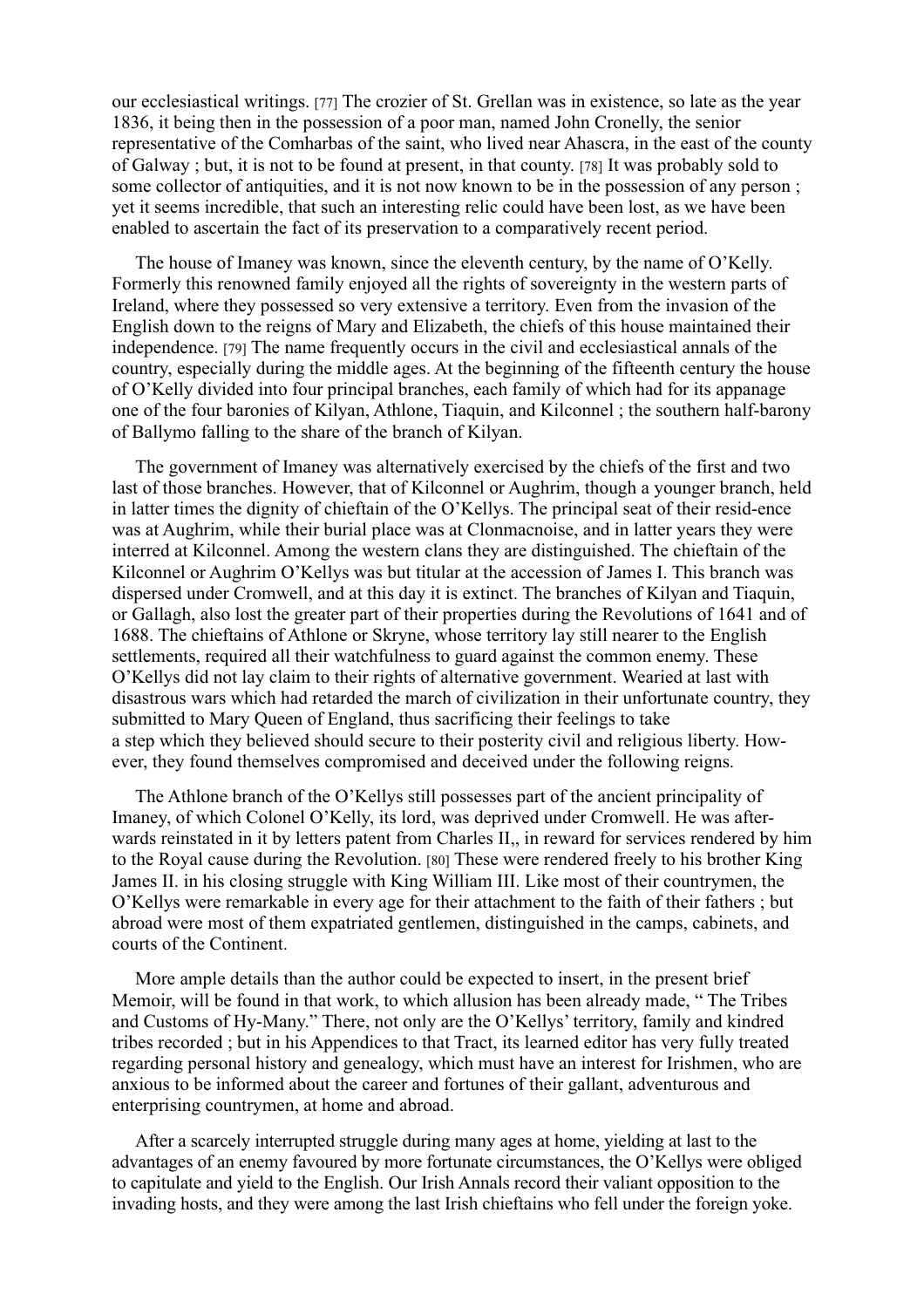our ecclesiastical writings. [77] The crozier of St. Grellan was in existence, so late as the year 1836, it being then in the possession of a poor man, named John Cronelly, the senior representative of the Comharbas of the saint, who lived near Ahascra, in the east of the county of Galway ; but, it is not to be found at present, in that county. [78] It was probably sold to some collector of antiquities, and it is not now known to be in the possession of any person ; yet it seems incredible, that such an interesting relic could have been lost, as we have been enabled to ascertain the fact of its preservation to a comparatively recent period.

The house of Imaney was known, since the eleventh century, by the name of O'Kelly. Formerly this renowned family enjoyed all the rights of sovereignty in the western parts of Ireland, where they possessed so very extensive a territory. Even from the invasion of the English down to the reigns of Mary and Elizabeth, the chiefs of this house maintained their independence. [79] The name frequently occurs in the civil and ecclesiastical annals of the country, especially during the middle ages. At the beginning of the fifteenth century the house of O'Kelly divided into four principal branches, each family of which had for its appanage one of the four baronies of Kilyan, Athlone, Tiaquin, and Kilconnel ; the southern half-barony of Ballymo falling to the share of the branch of Kilyan.

The government of Imaney was alternatively exercised by the chiefs of the first and two last of those branches. However, that of Kilconnel or Aughrim, though a younger branch, held in latter times the dignity of chieftain of the O'Kellys. The principal seat of their resid-ence was at Aughrim, while their burial place was at Clonmacnoise, and in latter years they were interred at Kilconnel. Among the western clans they are distinguished. The chieftain of the Kilconnel or Aughrim O'Kellys was but titular at the accession of James I. This branch was dispersed under Cromwell, and at this day it is extinct. The branches of Kilyan and Tiaquin, or Gallagh, also lost the greater part of their properties during the Revolutions of 1641 and of 1688. The chieftains of Athlone or Skryne, whose territory lay still nearer to the English settlements, required all their watchfulness to guard against the common enemy. These O'Kellys did not lay claim to their rights of alternative government. Wearied at last with disastrous wars which had retarded the march of civilization in their unfortunate country, they submitted to Mary Queen of England, thus sacrificing their feelings to take a step which they believed should secure to their posterity civil and religious liberty. How-ever, they found themselves compromised and deceived under the following reigns.

The Athlone branch of the O'Kellys still possesses part of the ancient principality of Imaney, of which Colonel O'Kelly, its lord, was deprived under Cromwell. He was after-wards reinstated in it by letters patent from Charles II,, in reward for services rendered by him to the Royal cause during the Revolution. [80] These were rendered freely to his brother King James II. in his closing struggle with King William III. Like most of their countrymen, the O'Kellys were remarkable in every age for their attachment to the faith of their fathers ; but abroad were most of them expatriated gentlemen, distinguished in the camps, cabinets, and courts of the Continent.

More ample details than the author could be expected to insert, in the present brief Memoir, will be found in that work, to which allusion has been already made, " The Tribes and Customs of Hy-Many." There, not only are the O'Kellys' territory, family and kindred tribes recorded ; but in his Appendices to that Tract, its learned editor has very fully treated regarding personal history and genealogy, which must have an interest for Irishmen, who are anxious to be informed about the career and fortunes of their gallant, adventurous and enterprising countrymen, at home and abroad.

After a scarcely interrupted struggle during many ages at home, yielding at last to the advantages of an enemy favoured by more fortunate circumstances, the O'Kellys were obliged to capitulate and yield to the English. Our Irish Annals record their valiant opposition to the invading hosts, and they were among the last Irish chieftains who fell under the foreign yoke.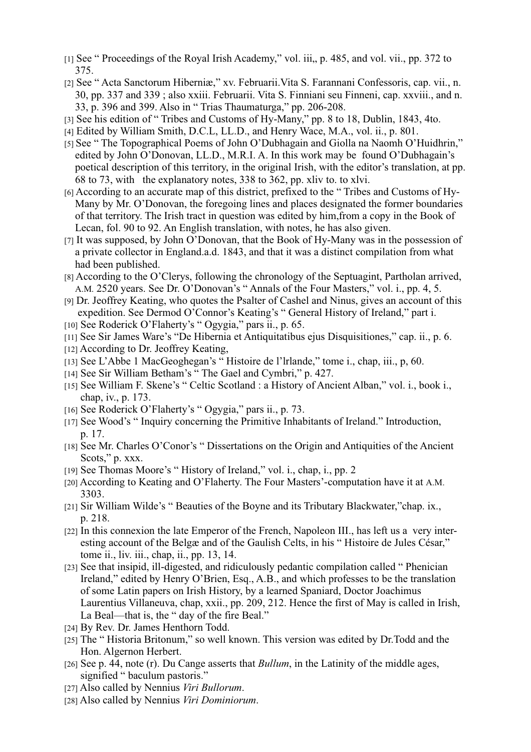[1] See " Proceedings of the Royal Irish Academy," vol. iii,, p. 485, and vol. vii., pp. 372 to 375.

[2] See " Acta Sanctorum Hiberniæ," xv. Februarii.Vita S. Farannani Confessoris, cap. vii., n. 30, pp. 337 and 339 ; also xxiii. Februarii. Vita S. Finniani seu Finneni, cap. xxviii., and n. 33, p. 396 and 399. Also in " Trias Thaumaturga," pp. 206-208.

[3] See his edition of " Tribes and Customs of Hy-Many," pp. 8 to 18, Dublin, 1843, 4to.

[4] Edited by William Smith, D.C.L, LL.D., and Henry Wace, M.A., vol. ii., p. 801.

[5] See " The Topographical Poems of John O'Dubhagain and Giolla na Naomh O'Huidhrin," edited by John O'Donovan, LL.D., M.R.I. A. In this work may be found O'Dubhagain's poetical description of this territory, in the original Irish, with the editor's translation, at pp. 68 to 73, with the explanatory notes, 338 to 362, pp. xliv to. to xlvi.

[6] According to an accurate map of this district, prefixed to the " Tribes and Customs of Hy-Many by Mr. O'Donovan, the foregoing lines and places designated the former boundaries of that territory. The Irish tract in question was edited by him,from a copy in the Book of Lecan, fol. 90 to 92. An English translation, with notes, he has also given.

[7] It was supposed, by John O'Donovan, that the Book of Hy-Many was in the possession of a private collector in England.a.d. 1843, and that it was a distinct compilation from what had been published.

[8] According to the O'Clerys, following the chronology of the Septuagint, Partholan arrived, A.M. 2520 years. See Dr. O'Donovan's " Annals of the Four Masters," vol. i., pp. 4, 5.

[9] Dr. Jeoffrey Keating, who quotes the Psalter of Cashel and Ninus, gives an account of this expedition. See Dermod O'Connor's Keating's " General History of Ireland," part i.

[10] See Roderick O'Flaherty's " Ogygia," pars ii., p. 65.

[11] See Sir James Ware's "De Hibernia et Antiquitatibus ejus Disquisitiones," cap. ii., p. 6.

[12] According to Dr. Jeoffrey Keating,

[13] See L'Abbe 1 MacGeoghegan's " Histoire de l'lrlande," tome i., chap, iii., p, 60.

[14] See Sir William Betham's " The Gael and Cymbri," p. 427.

[15] See William F. Skene's " Celtic Scotland : a History of Ancient Alban," vol. i., book i., chap, iv., p. 173.

[16] See Roderick O'Flaherty's " Ogygia," pars ii., p. 73.

[17] See Wood's " Inquiry concerning the Primitive Inhabitants of Ireland." Introduction, p. 17.

[18] See Mr. Charles O'Conor's " Dissertations on the Origin and Antiquities of the Ancient Scots," p. xxx.

[19] See Thomas Moore's " History of Ireland," vol. i., chap, i., pp. 2

[20] According to Keating and O'Flaherty. The Four Masters'-computation have it at A.M. 3303.

[21] Sir William Wilde's " Beauties of the Boyne and its Tributary Blackwater,"chap. ix., p. 218.

[22] In this connexion the late Emperor of the French, Napoleon III., has left us a very interesting account of the Belgæ and of the Gaulish Celts, in his " Histoire de Jules César," tome ii., liv. iii., chap, ii., pp. 13, 14.

[23] See that insipid, ill-digested, and ridiculously pedantic compilation called " Phenician Ireland," edited by Henry O'Brien, Esq., A.B., and which professes to be the translation of some Latin papers on Irish History, by a learned Spaniard, Doctor Joachimus Laurentius Villaneuva, chap, xxii., pp. 209, 212. Hence the first of May is called in Irish, La Beal—that is, the " day of the fire Beal."

[24] By Rev. Dr. James Henthorn Todd.

[25] The " Historia Britonum," so well known. This version was edited by Dr.Todd and the Hon. Algernon Herbert.

[26] See p. 44, note (r). Du Cange asserts that *Bullum*, in the Latinity of the middle ages, signified " baculum pastoris."

[27] Also called by Nennius *Viri Bullorum*.

[28] Also called by Nennius *Viri Dominiorum*.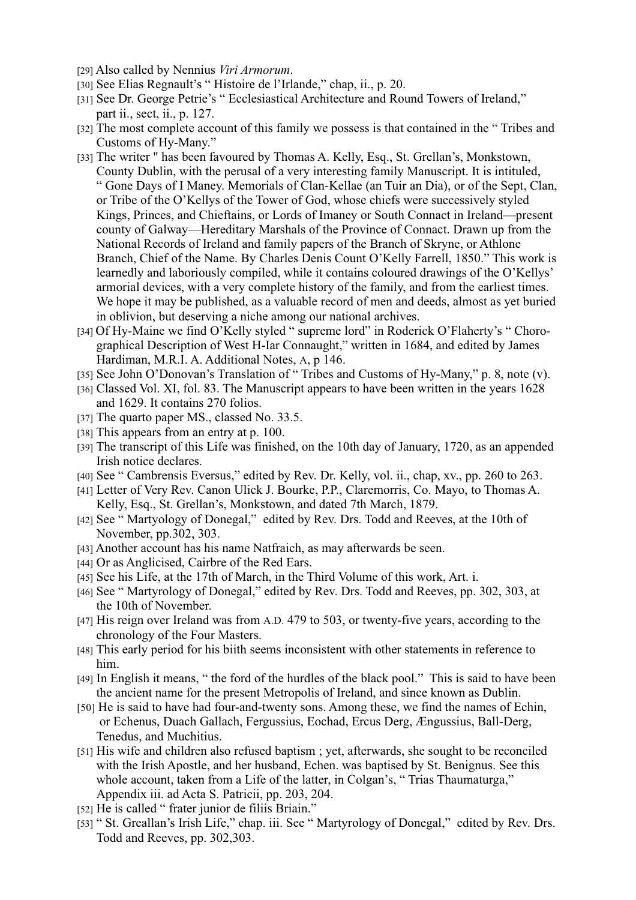[29] Also called by Nennius *Viri Armorum*.

[30] See Elias Regnault's " Histoire de l'Irlande," chap, ii., p. 20.

[31] See Dr. George Petrie's " Ecclesiastical Architecture and Round Towers of Ireland," part ii., sect, ii., p. 127.

[32] The most complete account of this family we possess is that contained in the " Tribes and Customs of Hy-Many."

[33] The writer " has been favoured by Thomas A. Kelly, Esq., St. Grellan's, Monkstown, County Dublin, with the perusal of a very interesting family Manuscript. It is intituled, " Gone Days of I Maney. Memorials of Clan-Kellae (an Tuir an Dia), or of the Sept, Clan, or Tribe of the O'Kellys of the Tower of God, whose chiefs were successively styled Kings, Princes, and Chieftains, or Lords of Imaney or South Connact in Ireland—present county of Galway—Hereditary Marshals of the Province of Connact. Drawn up from the National Records of Ireland and family papers of the Branch of Skryne, or Athlone Branch, Chief of the Name. By Charles Denis Count O'Kelly Farrell, 1850." This work is learnedly and laboriously compiled, while it contains coloured drawings of the O'Kellys' armorial devices, with a very complete history of the family, and from the earliest times. We hope it may be published, as a valuable record of men and deeds, almost as yet buried in oblivion, but deserving a niche among our national archives.

[34] Of Hy-Maine we find O'Kelly styled " supreme lord" in Roderick O'Flaherty's " Chorographical Description of West H-Iar Connaught," written in 1684, and edited by James Hardiman, M.R.I. A. Additional Notes, A, p 146.

[35] See John O'Donovan's Translation of " Tribes and Customs of Hy-Many," p. 8, note (v).

[36] Classed Vol. XI, fol. 83. The Manuscript appears to have been written in the years 1628 and 1629. It contains 270 folios.

[37] The quarto paper MS., classed No. 33.5.

[38] This appears from an entry at p. 100.

[39] The transcript of this Life was finished, on the 10th day of January, 1720, as an appended Irish notice declares.

[40] See " Cambrensis Eversus," edited by Rev. Dr. Kelly, vol. ii., chap, xv., pp. 260 to 263.

[41] Letter of Very Rev. Canon Ulick J. Bourke, P.P., Claremorris, Co. Mayo, to Thomas A. Kelly, Esq., St. Grellan's, Monkstown, and dated 7th March, 1879.

[42] See " Martyology of Donegal," edited by Rev. Drs. Todd and Reeves, at the 10th of November, pp.302, 303.

[43] Another account has his name Natfraich, as may afterwards be seen.

[44] Or as Anglicised, Cairbre of the Red Ears.

[45] See his Life, at the 17th of March, in the Third Volume of this work, Art. i.

[46] See " Martyrology of Donegal," edited by Rev. Drs. Todd and Reeves, pp. 302, 303, at the 10th of November.

[47] His reign over Ireland was from A.D. 479 to 503, or twenty-five years, according to the chronology of the Four Masters.

[48] This early period for his biith seems inconsistent with other statements in reference to him.

[49] In English it means, " the ford of the hurdles of the black pool." This is said to have been the ancient name for the present Metropolis of Ireland, and since known as Dublin.

[50] He is said to have had four-and-twenty sons. Among these, we find the names of Echin, or Echenus, Duach Gallach, Fergussius, Eochad, Ercus Derg, Ængussius, Ball-Derg, Tenedus, and Muchitius.

[51] His wife and children also refused baptism ; yet, afterwards, she sought to be reconciled with the Irish Apostle, and her husband, Echen. was baptised by St. Benignus. See this whole account, taken from a Life of the latter, in Colgan's, " Trias Thaumaturga," Appendix iii. ad Acta S. Patricii, pp. 203, 204.

[52] He is called " frater junior de filiis Briain."

[53] " St. Greallan's Irish Life," chap. iii. See " Martyrology of Donegal," edited by Rev. Drs. Todd and Reeves, pp. 302,303.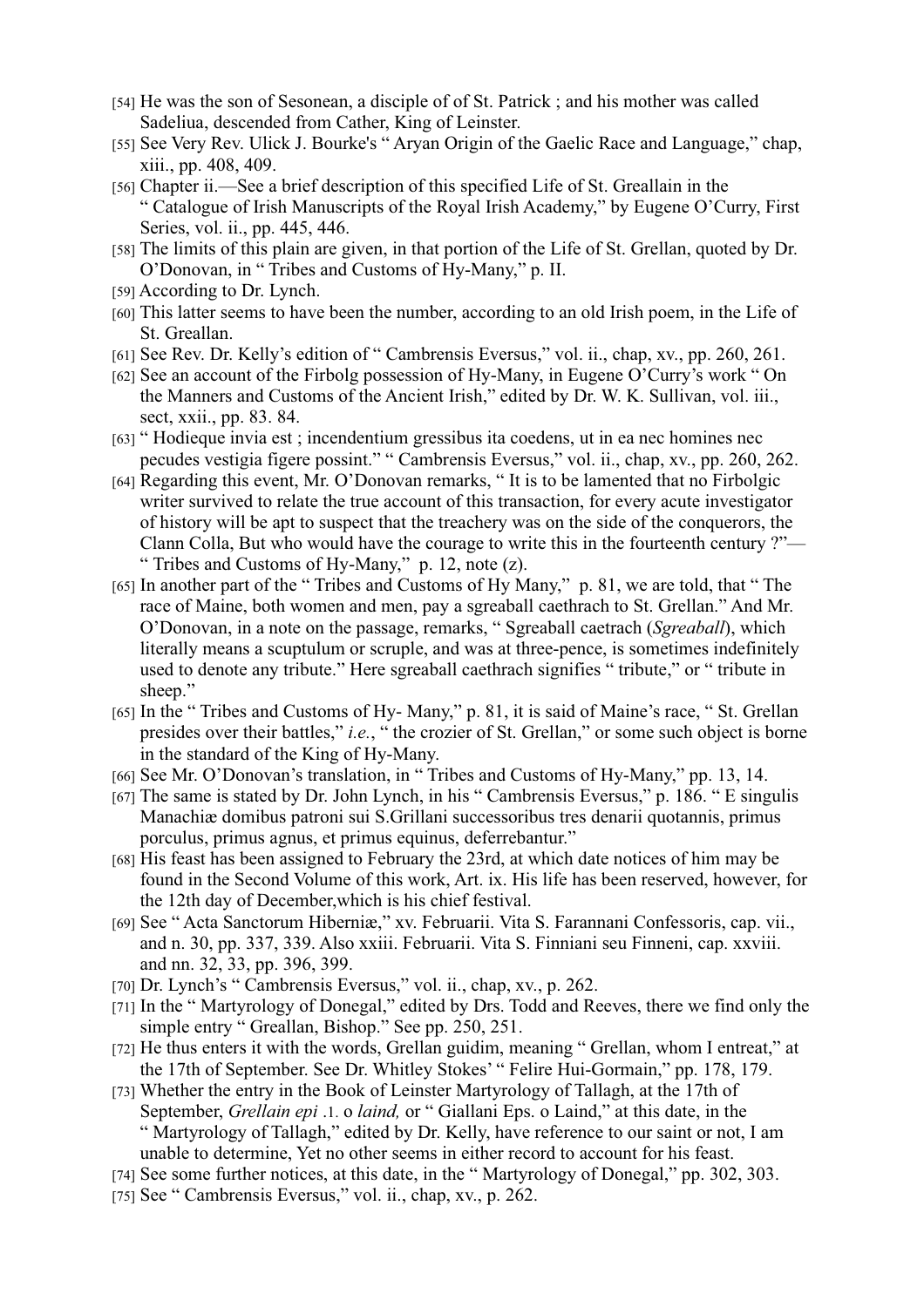[54] He was the son of Sesonean, a disciple of of St. Patrick ; and his mother was called Sadeliua, descended from Cather, King of Leinster.

[55] See Very Rev. Ulick J. Bourke's " Aryan Origin of the Gaelic Race and Language," chap, xiii., pp. 408, 409.

[56] Chapter ii.—See a brief description of this specified Life of St. Greallain in the " Catalogue of Irish Manuscripts of the Royal Irish Academy," by Eugene O'Curry, First Series, vol. ii., pp. 445, 446.

[58] The limits of this plain are given, in that portion of the Life of St. Grellan, quoted by Dr. O'Donovan, in " Tribes and Customs of Hy-Many," p. II.

[59] According to Dr. Lynch.

[60] This latter seems to have been the number, according to an old Irish poem, in the Life of St. Greallan.

[61] See Rev. Dr. Kelly's edition of " Cambrensis Eversus," vol. ii., chap, xv., pp. 260, 261.

[62] See an account of the Firbolg possession of Hy-Many, in Eugene O'Curry's work " On the Manners and Customs of the Ancient Irish," edited by Dr. W. K. Sullivan, vol. iii., sect, xxii., pp. 83. 84.

[63] " Hodieque invia est ; incendentium gressibus ita coedens, ut in ea nec homines nec pecudes vestigia figere possint." " Cambrensis Eversus," vol. ii., chap, xv., pp. 260, 262.

[64] Regarding this event, Mr. O'Donovan remarks, " It is to be lamented that no Firbolgic writer survived to relate the true account of this transaction, for every acute investigator of history will be apt to suspect that the treachery was on the side of the conquerors, the Clann Colla, But who would have the courage to write this in the fourteenth century ?"— " Tribes and Customs of Hy-Many," p. 12, note (z).

[65] In another part of the " Tribes and Customs of Hy Many," p. 81, we are told, that " The race of Maine, both women and men, pay a sgreaball caethrach to St. Grellan." And Mr. O'Donovan, in a note on the passage, remarks, " Sgreaball caetrach (*Sgreaball*), which literally means a scuptulum or scruple, and was at three-pence, is sometimes indefinitely used to denote any tribute." Here sgreaball caethrach signifies " tribute," or " tribute in sheep."

[65] In the " Tribes and Customs of Hy- Many," p. 81, it is said of Maine's race, " St. Grellan presides over their battles," *i.e.*, " the crozier of St. Grellan," or some such object is borne in the standard of the King of Hy-Many.

[66] See Mr. O'Donovan's translation, in " Tribes and Customs of Hy-Many," pp. 13, 14.

[67] The same is stated by Dr. John Lynch, in his " Cambrensis Eversus," p. 186. " E singulis Manachiæ domibus patroni sui S.Grillani successoribus tres denarii quotannis, primus porculus, primus agnus, et primus equinus, deferrebantur."

[68] His feast has been assigned to February the 23rd, at which date notices of him may be found in the Second Volume of this work, Art. ix. His life has been reserved, however, for the 12th day of December,which is his chief festival.

[69] See " Acta Sanctorum Hiberniæ," xv. Februarii. Vita S. Farannani Confessoris, cap. vii., and n. 30, pp. 337, 339. Also xxiii. Februarii. Vita S. Finniani seu Finneni, cap. xxviii. and nn. 32, 33, pp. 396, 399.

[70] Dr. Lynch's " Cambrensis Eversus," vol. ii., chap, xv., p. 262.

[71] In the " Martyrology of Donegal," edited by Drs. Todd and Reeves, there we find only the simple entry " Greallan, Bishop." See pp. 250, 251.

[72] He thus enters it with the words, Grellan guidim, meaning " Grellan, whom I entreat," at the 17th of September. See Dr. Whitley Stokes' " Felire Hui-Gormain," pp. 178, 179.

[73] Whether the entry in the Book of Leinster Martyrology of Tallagh, at the 17th of September, *Grellain epi* .1. o *laind,* or " Giallani Eps. o Laind," at this date, in the " Martyrology of Tallagh," edited by Dr. Kelly, have reference to our saint or not, I am unable to determine, Yet no other seems in either record to account for his feast.

[74] See some further notices, at this date, in the " Martyrology of Donegal," pp. 302, 303.

[75] See " Cambrensis Eversus," vol. ii., chap, xv., p. 262.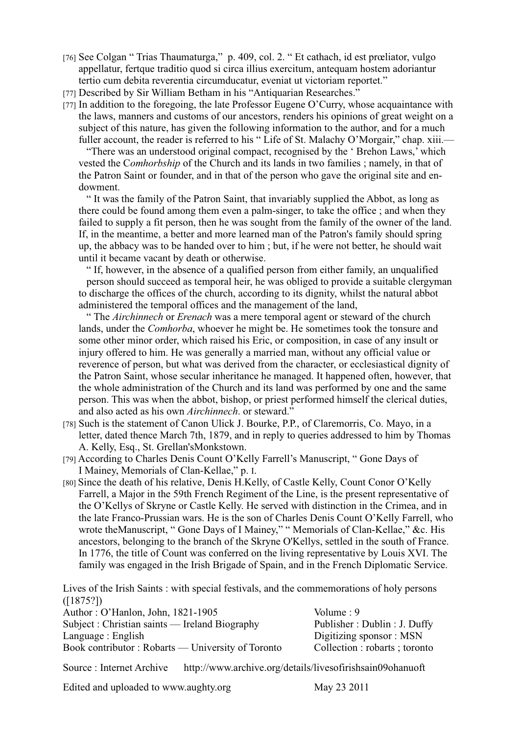[76] See Colgan " Trias Thaumaturga," p. 409, col. 2. " Et cathach, id est prœliator, vulgo appellatur, fertque traditio quod si circa illius exercitum, antequam hostem adoriantur tertio cum debita reverentia circumducatur, eveniat ut victoriam reportet."

[77] Described by Sir William Betham in his "Antiquarian Researches."

[77] In addition to the foregoing, the late Professor Eugene O'Curry, whose acquaintance with the laws, manners and customs of our ancestors, renders his opinions of great weight on a subject of this nature, has given the following information to the author, and for a much fuller account, the reader is referred to his " Life of St. Malachy O'Morgair," chap. xiii.—

"There was an understood original compact, recognised by the ' Brehon Laws,' which vested the C*omhorbship* of the Church and its lands in two families ; namely, in that of the Patron Saint or founder, and in that of the person who gave the original site and endowment.

" It was the family of the Patron Saint, that invariably supplied the Abbot, as long as there could be found among them even a palm-singer, to take the office ; and when they failed to supply a fit person, then he was sought from the family of the owner of the land. If, in the meantime, a better and more learned man of the Patron's family should spring up, the abbacy was to be handed over to him ; but, if he were not better, he should wait until it became vacant by death or otherwise.

" If, however, in the absence of a qualified person from either family, an unqualified person should succeed as temporal heir, he was obliged to provide a suitable clergyman to discharge the offices of the church, according to its dignity, whilst the natural abbot administered the temporal offices and the management of the land,

" The *Airchinnech* or *Erenach* was a mere temporal agent or steward of the church lands, under the *Comhorba*, whoever he might be. He sometimes took the tonsure and some other minor order, which raised his Eric, or composition, in case of any insult or injury offered to him. He was generally a married man, without any official value or reverence of person, but what was derived from the character, or ecclesiastical dignity of the Patron Saint, whose secular inheritance he managed. It happened often, however, that the whole administration of the Church and its land was performed by one and the same person. This was when the abbot, bishop, or priest performed himself the clerical duties, and also acted as his own *Airchinnech*. or steward."

[78] Such is the statement of Canon Ulick J. Bourke, P.P., of Claremorris, Co. Mayo, in a letter, dated thence March 7th, 1879, and in reply to queries addressed to him by Thomas A. Kelly, Esq., St. Grellan'sMonkstown.

[79] According to Charles Denis Count O'Kelly Farrell's Manuscript, " Gone Days of I Mainey, Memorials of Clan-Kellae," p. I.

[80] Since the death of his relative, Denis H.Kelly, of Castle Kelly, Count Conor O'Kelly Farrell, a Major in the 59th French Regiment of the Line, is the present representative of the O'Kellys of Skryne or Castle Kelly. He served with distinction in the Crimea, and in the late Franco-Prussian wars. He is the son of Charles Denis Count O'Kelly Farrell, who wrote theManuscript, " Gone Days of I Mainey," " Memorials of Clan-Kellae," &c. His ancestors, belonging to the branch of the Skryne O'Kellys, settled in the south of France. In 1776, the title of Count was conferred on the living representative by Louis XVI. The family was engaged in the Irish Brigade of Spain, and in the French Diplomatic Service.

Lives of the Irish Saints : with special festivals, and the commemorations of holy persons ([1875?])

| | |
|---|---|
| Author : O'Hanlon, John, 1821-1905 | Volume : 9 |
| Subject : Christian saints — Ireland Biography | Publisher : Dublin : J. Duffy |
| Language : English | Digitizing sponsor : MSN |
| Book contributor : Robarts — University of Toronto | Collection : robarts ; toronto |

Source : Internet Archive http://www.archive.org/details/livesofirishsain09ohanuoft

Edited and uploaded to www.aughty.org May 23 2011